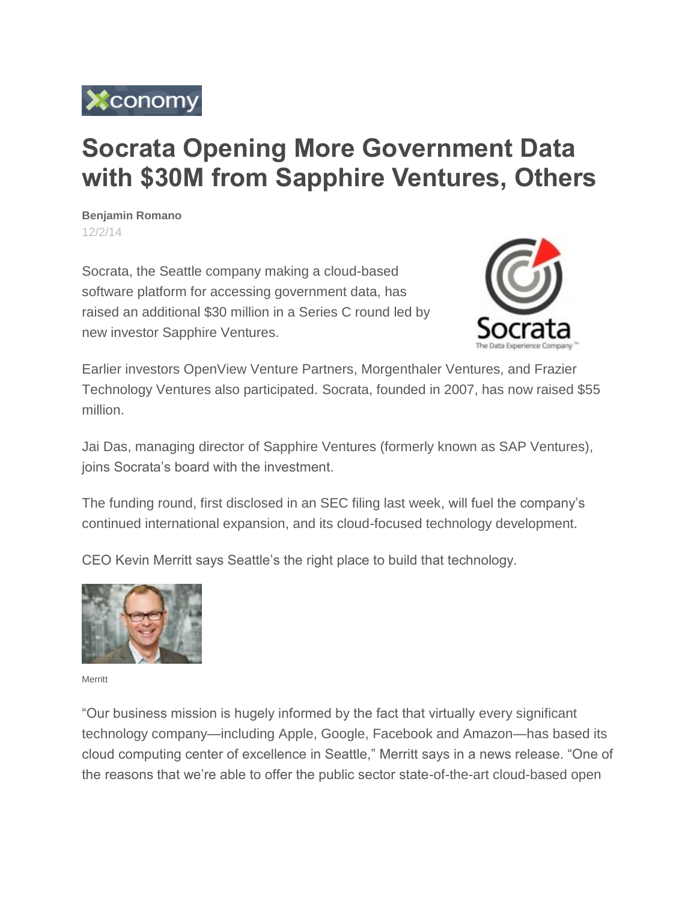# Socrata Opening More Government Data with $30M from Sapphire Ventures, Others

**Benjamin Romano**
12/2/14

Socrata, the Seattle company making a cloud-based software platform for accessing government data, has raised an additional $30 million in a Series C round led by new investor Sapphire Ventures.

Earlier investors OpenView Venture Partners, Morgenthaler Ventures, and Frazier Technology Ventures also participated. Socrata, founded in 2007, has now raised $55 million.

Jai Das, managing director of Sapphire Ventures (formerly known as SAP Ventures), joins Socrata's board with the investment.

The funding round, first disclosed in an SEC filing last week, will fuel the company's continued international expansion, and its cloud-focused technology development.

CEO Kevin Merritt says Seattle's the right place to build that technology.

Merritt

"Our business mission is hugely informed by the fact that virtually every significant technology company—including Apple, Google, Facebook and Amazon—has based its cloud computing center of excellence in Seattle," Merritt says in a news release. "One of the reasons that we're able to offer the public sector state-of-the-art cloud-based open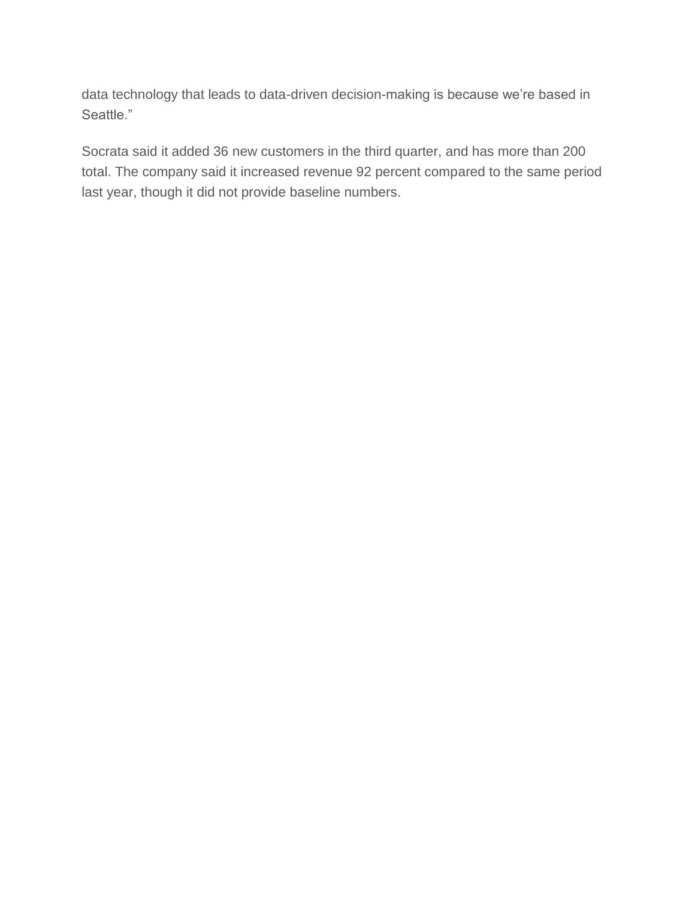data technology that leads to data-driven decision-making is because we're based in Seattle."

Socrata said it added 36 new customers in the third quarter, and has more than 200 total. The company said it increased revenue 92 percent compared to the same period last year, though it did not provide baseline numbers.